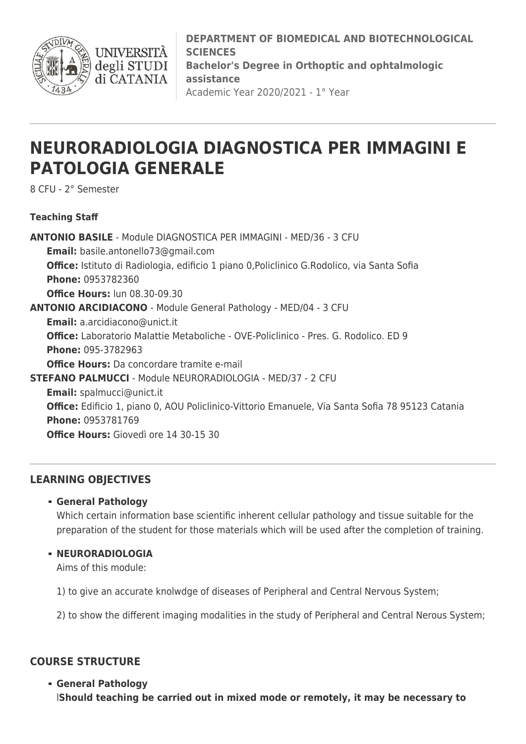**DEPARTMENT OF BIOMEDICAL AND BIOTECHNOLOGICAL SCIENCES**
**Bachelor's Degree in Orthoptic and ophtalmologic assistance**
Academic Year 2020/2021 - 1° Year

# NEURORADIOLOGIA DIAGNOSTICA PER IMMAGINI E PATOLOGIA GENERALE

8 CFU - 2° Semester

**Teaching Staff**

**ANTONIO BASILE** - Module DIAGNOSTICA PER IMMAGINI - MED/36 - 3 CFU
**Email:** basile.antonello73@gmail.com
**Office:** Istituto di Radiologia, edificio 1 piano 0,Policlinico G.Rodolico, via Santa Sofia
**Phone:** 0953782360
**Office Hours:** lun 08.30-09.30

**ANTONIO ARCIDIACONO** - Module General Pathology - MED/04 - 3 CFU
**Email:** a.arcidiacono@unict.it
**Office:** Laboratorio Malattie Metaboliche - OVE-Policlinico - Pres. G. Rodolico. ED 9
**Phone:** 095-3782963
**Office Hours:** Da concordare tramite e-mail

**STEFANO PALMUCCI** - Module NEURORADIOLOGIA - MED/37 - 2 CFU
**Email:** spalmucci@unict.it
**Office:** Edificio 1, piano 0, AOU Policlinico-Vittorio Emanuele, Via Santa Sofia 78 95123 Catania
**Phone:** 0953781769
**Office Hours:** Giovedì ore 14 30-15 30

## LEARNING OBJECTIVES

- **General Pathology**
  Which certain information base scientific inherent cellular pathology and tissue suitable for the preparation of the student for those materials which will be used after the completion of training.

- **NEURORADIOLOGIA**
  Aims of this module:

  1) to give an accurate knolwdge of diseases of Peripheral and Central Nervous System;

  2) to show the different imaging modalities in the study of Peripheral and Central Nerous System;

## COURSE STRUCTURE

- **General Pathology**
  l**Should teaching be carried out in mixed mode or remotely, it may be necessary to**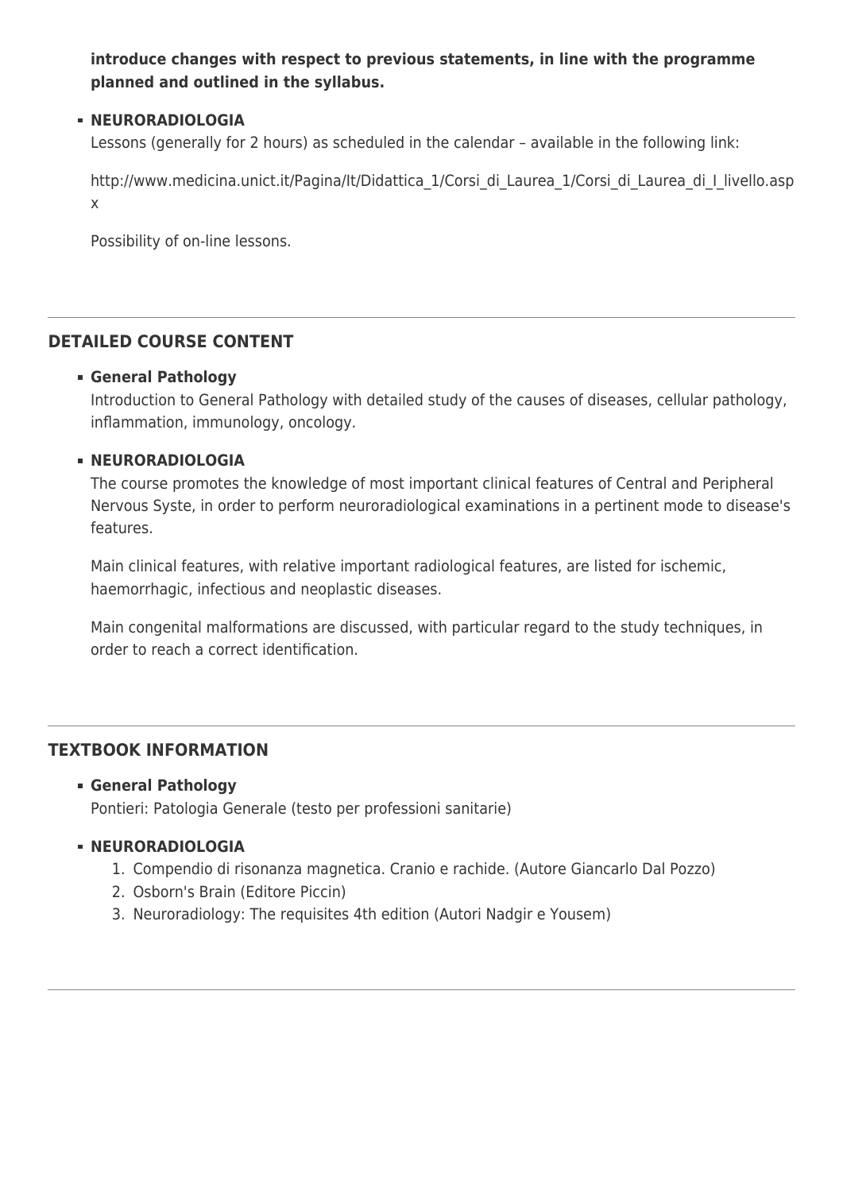**introduce changes with respect to previous statements, in line with the programme planned and outlined in the syllabus.**

- **NEURORADIOLOGIA**

  Lessons (generally for 2 hours) as scheduled in the calendar – available in the following link:

  http://www.medicina.unict.it/Pagina/It/Didattica_1/Corsi_di_Laurea_1/Corsi_di_Laurea_di_I_livello.aspx

  Possibility of on-line lessons.

## DETAILED COURSE CONTENT

- **General Pathology**

  Introduction to General Pathology with detailed study of the causes of diseases, cellular pathology, inflammation, immunology, oncology.

- **NEURORADIOLOGIA**

  The course promotes the knowledge of most important clinical features of Central and Peripheral Nervous Syste, in order to perform neuroradiological examinations in a pertinent mode to disease's features.

  Main clinical features, with relative important radiological features, are listed for ischemic, haemorrhagic, infectious and neoplastic diseases.

  Main congenital malformations are discussed, with particular regard to the study techniques, in order to reach a correct identification.

## TEXTBOOK INFORMATION

- **General Pathology**

  Pontieri: Patologia Generale (testo per professioni sanitarie)

- **NEURORADIOLOGIA**
  1. Compendio di risonanza magnetica. Cranio e rachide. (Autore Giancarlo Dal Pozzo)
  2. Osborn's Brain (Editore Piccin)
  3. Neuroradiology: The requisites 4th edition (Autori Nadgir e Yousem)